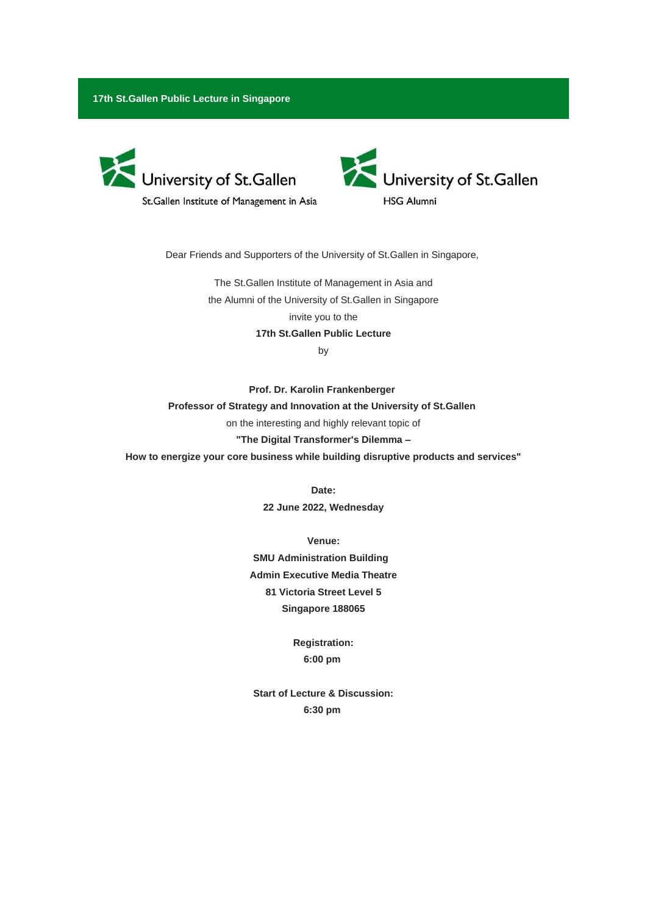**17th St.Gallen Public Lecture in Singapore**

University of St.Gallen
St.Gallen Institute of Management in Asia

University of St.Gallen
HSG Alumni

Dear Friends and Supporters of the University of St.Gallen in Singapore,

The St.Gallen Institute of Management in Asia and
the Alumni of the University of St.Gallen in Singapore
invite you to the
**17th St.Gallen Public Lecture**
by

**Prof. Dr. Karolin Frankenberger**
**Professor of Strategy and Innovation at the University of St.Gallen**
on the interesting and highly relevant topic of
**"The Digital Transformer's Dilemma –**
**How to energize your core business while building disruptive products and services"**

**Date:**
**22 June 2022, Wednesday**

**Venue:**
**SMU Administration Building**
**Admin Executive Media Theatre**
**81 Victoria Street Level 5**
**Singapore 188065**

**Registration:**
**6:00 pm**

**Start of Lecture & Discussion:**
**6:30 pm**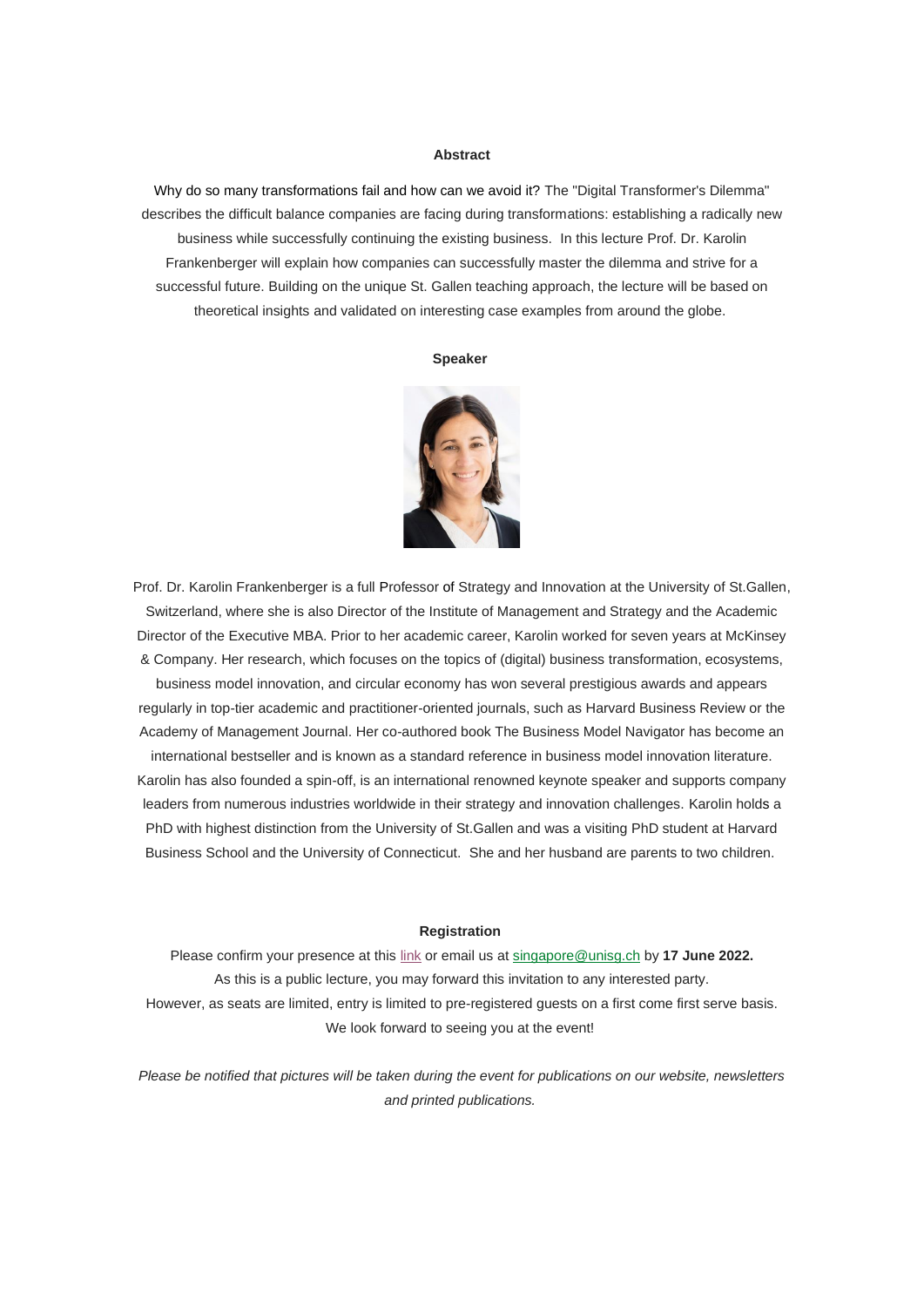### Abstract

Why do so many transformations fail and how can we avoid it? The "Digital Transformer's Dilemma" describes the difficult balance companies are facing during transformations: establishing a radically new business while successfully continuing the existing business. In this lecture Prof. Dr. Karolin Frankenberger will explain how companies can successfully master the dilemma and strive for a successful future. Building on the unique St. Gallen teaching approach, the lecture will be based on theoretical insights and validated on interesting case examples from around the globe.

### Speaker

Prof. Dr. Karolin Frankenberger is a full Professor of Strategy and Innovation at the University of St.Gallen, Switzerland, where she is also Director of the Institute of Management and Strategy and the Academic Director of the Executive MBA. Prior to her academic career, Karolin worked for seven years at McKinsey & Company. Her research, which focuses on the topics of (digital) business transformation, ecosystems, business model innovation, and circular economy has won several prestigious awards and appears regularly in top-tier academic and practitioner-oriented journals, such as Harvard Business Review or the Academy of Management Journal. Her co-authored book The Business Model Navigator has become an international bestseller and is known as a standard reference in business model innovation literature. Karolin has also founded a spin-off, is an international renowned keynote speaker and supports company leaders from numerous industries worldwide in their strategy and innovation challenges. Karolin holds a PhD with highest distinction from the University of St.Gallen and was a visiting PhD student at Harvard Business School and the University of Connecticut. She and her husband are parents to two children.

### Registration

Please confirm your presence at this link or email us at singapore@unisg.ch by **17 June 2022.**
As this is a public lecture, you may forward this invitation to any interested party.
However, as seats are limited, entry is limited to pre-registered guests on a first come first serve basis.
We look forward to seeing you at the event!

*Please be notified that pictures will be taken during the event for publications on our website, newsletters and printed publications.*